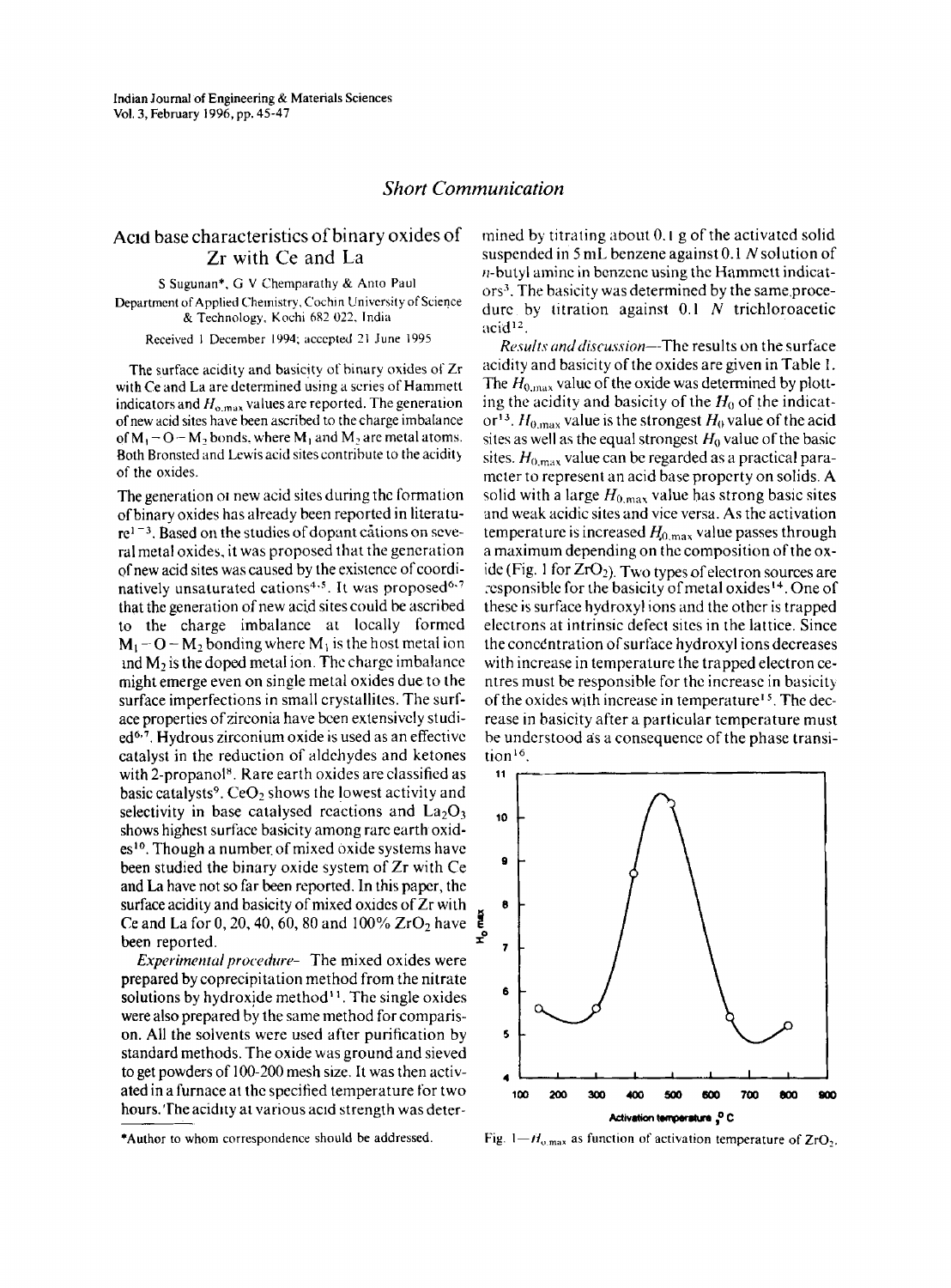*Short Communication*

# Acid base characteristics of binary oxides of Zr with Ce and La

S Sugunan*, G V Chemparathy & Anto Paul

Department of Applied Chemistry, Cochin University of Science & Technology, Kochi 682 022, India

Received 1 December 1994; accepted 21 June 1995

The surface acidity and basicity of binary oxides of Zr with Ce and La are determined using a series of Hammett indicators and $H_{o,max}$ values are reported. The generation of new acid sites have been ascribed to the charge imbalance of $M_1-O-M_2$ bonds, where $M_1$ and $M_2$ are metal atoms. Both Bronsted and Lewis acid sites contribute to the acidity of the oxides.

The generation of new acid sites during the formation of binary oxides has already been reported in literature[1-3]. Based on the studies of dopant cations on several metal oxides, it was proposed that the generation of new acid sites was caused by the existence of coordinatively unsaturated cations[4,5]. It was proposed[6,7] that the generation of new acid sites could be ascribed to the charge imbalance at locally formed $M_1-O-M_2$ bonding where $M_1$ is the host metal ion and $M_2$ is the doped metal ion. The charge imbalance might emerge even on single metal oxides due to the surface imperfections in small crystallites. The surface properties of zirconia have been extensively studied[6,7]. Hydrous zirconium oxide is used as an effective catalyst in the reduction of aldehydes and ketones with 2-propanol[8]. Rare earth oxides are classified as basic catalysts[9]. $CeO_2$ shows the lowest activity and selectivity in base catalysed reactions and $La_2O_3$ shows highest surface basicity among rare earth oxides[10]. Though a number of mixed oxide systems have been studied the binary oxide system of Zr with Ce and La have not so far been reported. In this paper, the surface acidity and basicity of mixed oxides of Zr with Ce and La for 0, 20, 40, 60, 80 and 100% $ZrO_2$ have been reported.

*Experimental procedure*— The mixed oxides were prepared by coprecipitation method from the nitrate solutions by hydroxide method[11]. The single oxides were also prepared by the same method for comparison. All the solvents were used after purification by standard methods. The oxide was ground and sieved to get powders of 100-200 mesh size. It was then activated in a furnace at the specified temperature for two hours. The acidity at various acid strength was determined by titrating about 0.1 g of the activated solid suspended in 5 mL benzene against 0.1 $N$ solution of $n$-butyl amine in benzene using the Hammett indicators[3]. The basicity was determined by the same procedure by titration against 0.1 $N$ trichloroacetic acid[12].

*Results and discussion*—The results on the surface acidity and basicity of the oxides are given in Table 1. The $H_{0,max}$ value of the oxide was determined by plotting the acidity and basicity of the $H_0$ of the indicator[13]. $H_{0,max}$ value is the strongest $H_0$ value of the acid sites as well as the equal strongest $H_0$ value of the basic sites. $H_{0,max}$ value can be regarded as a practical parameter to represent an acid base property on solids. A solid with a large $H_{0,max}$ value has strong basic sites and weak acidic sites and vice versa. As the activation temperature is increased $H_{0,max}$ value passes through a maximum depending on the composition of the oxide (Fig. 1 for $ZrO_2$). Two types of electron sources are responsible for the basicity of metal oxides[14]. One of these is surface hydroxyl ions and the other is trapped electrons at intrinsic defect sites in the lattice. Since the concentration of surface hydroxyl ions decreases with increase in temperature the trapped electron centres must be responsible for the increase in basicity of the oxides with increase in temperature[15]. The decrease in basicity after a particular temperature must be understood as a consequence of the phase transition[16].

Fig. 1—$H_{o,max}$ as function of activation temperature of $ZrO_2$.

\*Author to whom correspondence should be addressed.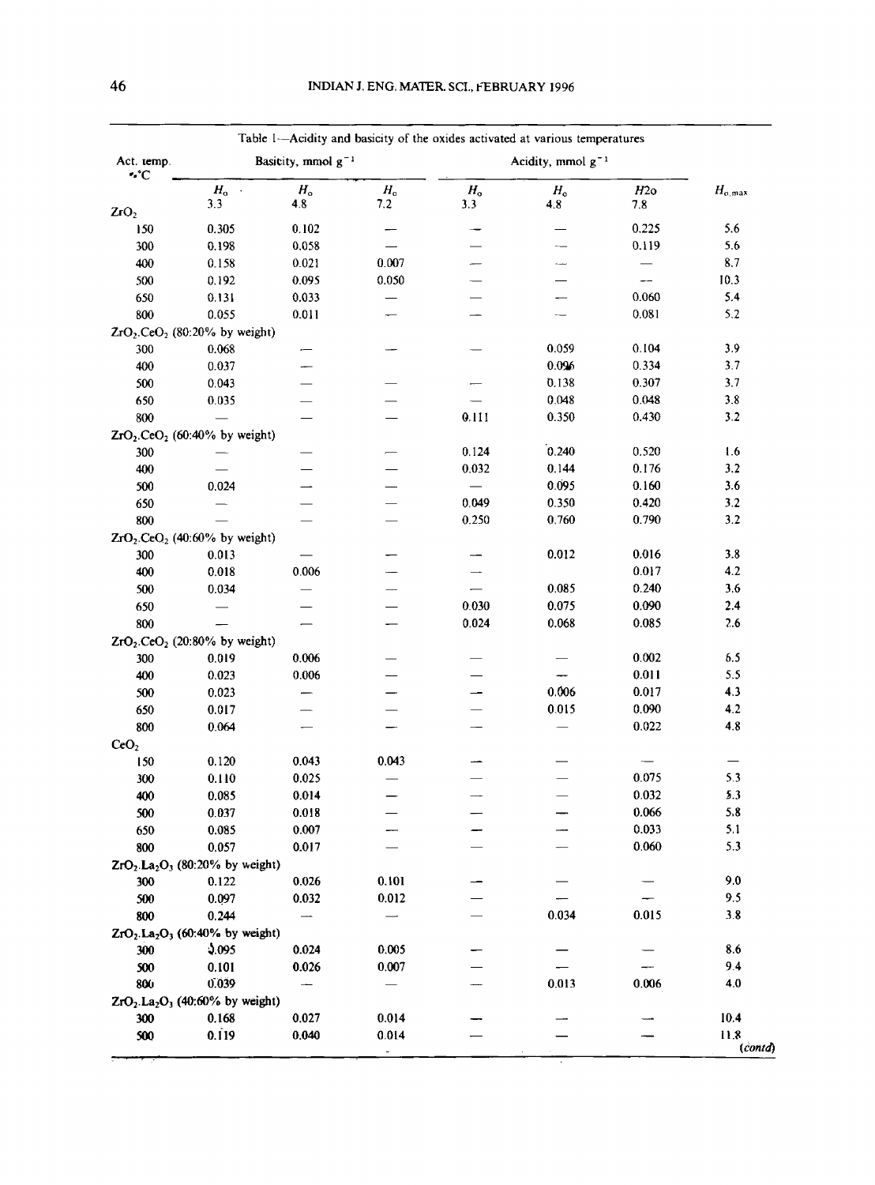Table 1—Acidity and basicity of the oxides activated at various temperatures

| Act. temp. °C | Basicity, mmol $g^{-1}$ | | | Acidity, mmol $g^{-1}$ | | | $H_{o,max}$ |
|---|---|---|---|---|---|---|---|
| | $H_o$ 3.3 | $H_o$ 4.8 | $H_o$ 7.2 | $H_o$ 3.3 | $H_o$ 4.8 | $H2o$ 7.8 | |
| $ZrO_2$ | | | | | | | |
| 150 | 0.305 | 0.102 | — | — | — | 0.225 | 5.6 |
| 300 | 0.198 | 0.058 | — | — | — | 0.119 | 5.6 |
| 400 | 0.158 | 0.021 | 0.007 | — | — | — | 8.7 |
| 500 | 0.192 | 0.095 | 0.050 | — | — | — | 10.3 |
| 650 | 0.131 | 0.033 | — | — | — | 0.060 | 5.4 |
| 800 | 0.055 | 0.011 | — | — | — | 0.081 | 5.2 |
| $ZrO_2.CeO_2$ (80:20% by weight) | | | | | | | |
| 300 | 0.068 | — | — | — | 0.059 | 0.104 | 3.9 |
| 400 | 0.037 | — | | | 0.096 | 0.334 | 3.7 |
| 500 | 0.043 | — | — | — | 0.138 | 0.307 | 3.7 |
| 650 | 0.035 | — | — | — | 0.048 | 0.048 | 3.8 |
| 800 | — | — | — | 0.111 | 0.350 | 0.430 | 3.2 |
| $ZrO_2.CeO_2$ (60:40% by weight) | | | | | | | |
| 300 | — | — | — | 0.124 | 0.240 | 0.520 | 1.6 |
| 400 | — | — | — | 0.032 | 0.144 | 0.176 | 3.2 |
| 500 | 0.024 | — | — | — | 0.095 | 0.160 | 3.6 |
| 650 | — | — | — | 0.049 | 0.350 | 0.420 | 3.2 |
| 800 | — | — | — | 0.250 | 0.760 | 0.790 | 3.2 |
| $ZrO_2.CeO_2$ (40:60% by weight) | | | | | | | |
| 300 | 0.013 | — | — | — | 0.012 | 0.016 | 3.8 |
| 400 | 0.018 | 0.006 | — | — | | 0.017 | 4.2 |
| 500 | 0.034 | — | — | — | 0.085 | 0.240 | 3.6 |
| 650 | — | — | — | 0.030 | 0.075 | 0.090 | 2.4 |
| 800 | — | — | — | 0.024 | 0.068 | 0.085 | 2.6 |
| $ZrO_2.CeO_2$ (20:80% by weight) | | | | | | | |
| 300 | 0.019 | 0.006 | — | — | — | 0.002 | 6.5 |
| 400 | 0.023 | 0.006 | — | — | — | 0.011 | 5.5 |
| 500 | 0.023 | — | — | — | 0.006 | 0.017 | 4.3 |
| 650 | 0.017 | — | — | — | 0.015 | 0.090 | 4.2 |
| 800 | 0.064 | — | — | — | — | 0.022 | 4.8 |
| $CeO_2$ | | | | | | | |
| 150 | 0.120 | 0.043 | 0.043 | — | — | — | — |
| 300 | 0.110 | 0.025 | — | — | — | 0.075 | 5.3 |
| 400 | 0.085 | 0.014 | — | — | — | 0.032 | 5.3 |
| 500 | 0.037 | 0.018 | — | — | — | 0.066 | 5.8 |
| 650 | 0.085 | 0.007 | — | — | — | 0.033 | 5.1 |
| 800 | 0.057 | 0.017 | — | — | — | 0.060 | 5.3 |
| $ZrO_2.La_2O_3$ (80:20% by weight) | | | | | | | |
| 300 | 0.122 | 0.026 | 0.101 | — | — | — | 9.0 |
| 500 | 0.097 | 0.032 | 0.012 | — | — | — | 9.5 |
| 800 | 0.244 | — | — | — | 0.034 | 0.015 | 3.8 |
| $ZrO_2.La_2O_3$ (60:40% by weight) | | | | | | | |
| 300 | 0.095 | 0.024 | 0.005 | — | — | — | 8.6 |
| 500 | 0.101 | 0.026 | 0.007 | — | — | — | 9.4 |
| 800 | 0.039 | — | — | — | 0.013 | 0.006 | 4.0 |
| $ZrO_2.La_2O_3$ (40:60% by weight) | | | | | | | |
| 300 | 0.168 | 0.027 | 0.014 | — | — | — | 10.4 |
| 500 | 0.119 | 0.040 | 0.014 | — | — | — | 11.8 |

(contd)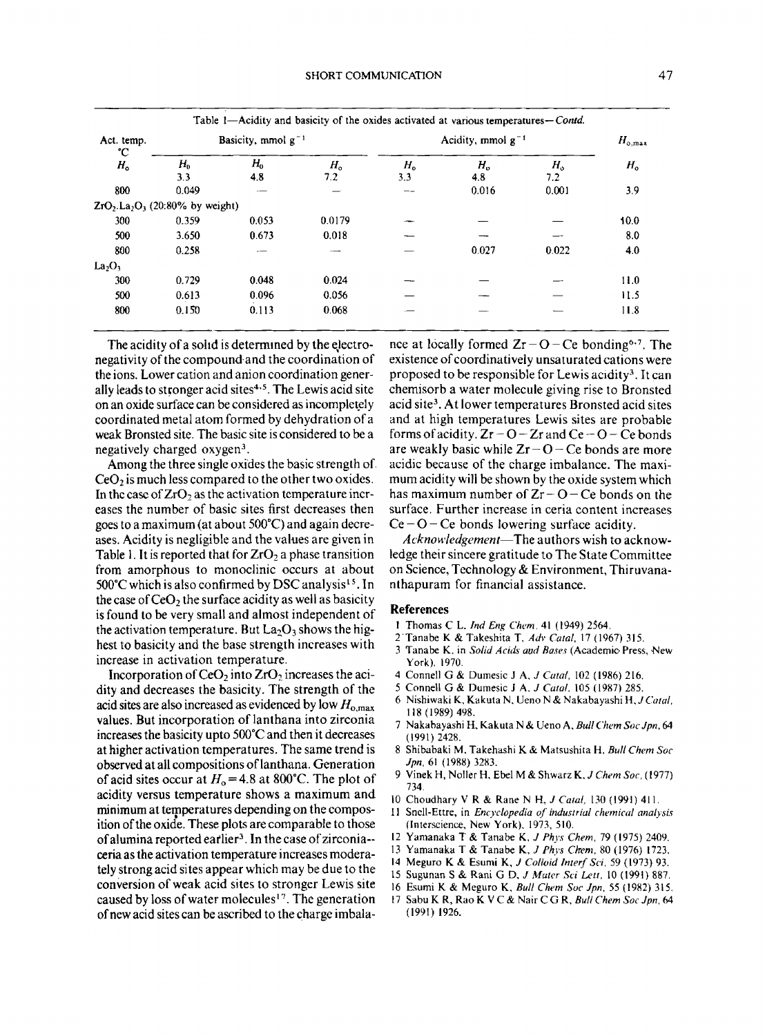Table 1—Acidity and basicity of the oxides activated at various temperatures—*Contd.*

| Act. temp. °C | Basicity, mmol $g^{-1}$ | | | Acidity, mmol $g^{-1}$ | | | $H_{o,max}$ |
|---|---|---|---|---|---|---|---|
| $H_o$ | $H_o$ 3.3 | $H_o$ 4.8 | $H_o$ 7.2 | $H_o$ 3.3 | $H_o$ 4.8 | $H_o$ 7.2 | $H_o$ |
| 800 | 0.049 | — | — | — | 0.016 | 0.001 | 3.9 |
| $ZrO_2.La_2O_3$ (20:80% by weight) | | | | | | | |
| 300 | 0.359 | 0.053 | 0.0179 | — | — | — | 10.0 |
| 500 | 3.650 | 0.673 | 0.018 | — | — | — | 8.0 |
| 800 | 0.258 | — | — | — | 0.027 | 0.022 | 4.0 |
| $La_2O_3$ | | | | | | | |
| 300 | 0.729 | 0.048 | 0.024 | — | — | — | 11.0 |
| 500 | 0.613 | 0.096 | 0.056 | — | — | — | 11.5 |
| 800 | 0.150 | 0.113 | 0.068 | — | — | — | 11.8 |

The acidity of a solid is determined by the electronegativity of the compound and the coordination of the ions. Lower cation and anion coordination generally leads to stronger acid sites[4,5]. The Lewis acid site on an oxide surface can be considered as incompletely coordinated metal atom formed by dehydration of a weak Bronsted site. The basic site is considered to be a negatively charged oxygen[3].

Among the three single oxides the basic strength of $CeO_2$ is much less compared to the other two oxides. In the case of $ZrO_2$ as the activation temperature increases the number of basic sites first decreases then goes to a maximum (at about 500°C) and again decreases. Acidity is negligible and the values are given in Table 1. It is reported that for $ZrO_2$ a phase transition from amorphous to monoclinic occurs at about 500°C which is also confirmed by DSC analysis[15]. In the case of $CeO_2$ the surface acidity as well as basicity is found to be very small and almost independent of the activation temperature. But $La_2O_3$ shows the highest to basicity and the base strength increases with increase in activation temperature.

Incorporation of $CeO_2$ into $ZrO_2$ increases the acidity and decreases the basicity. The strength of the acid sites are also increased as evidenced by low $H_{o,max}$ values. But incorporation of lanthana into zirconia increases the basicity upto 500°C and then it decreases at higher activation temperatures. The same trend is observed at all compositions of lanthana. Generation of acid sites occur at $H_o = 4.8$ at 800°C. The plot of acidity versus temperature shows a maximum and minimum at temperatures depending on the composition of the oxide. These plots are comparable to those of alumina reported earlier[3]. In the case of zirconia-ceria as the activation temperature increases moderately strong acid sites appear which may be due to the conversion of weak acid sites to stronger Lewis site caused by loss of water molecules[17]. The generation of new acid sites can be ascribed to the charge imbalance at locally formed $Zr-O-Ce$ bonding[6,7]. The existence of coordinatively unsaturated cations were proposed to be responsible for Lewis acidity[3]. It can chemisorb a water molecule giving rise to Bronsted acid site[3]. At lower temperatures Bronsted acid sites and at high temperatures Lewis sites are probable forms of acidity. $Zr-O-Zr$ and $Ce-O-Ce$ bonds are weakly basic while $Zr-O-Ce$ bonds are more acidic because of the charge imbalance. The maximum acidity will be shown by the oxide system which has maximum number of $Zr-O-Ce$ bonds on the surface. Further increase in ceria content increases $Ce-O-Ce$ bonds lowering surface acidity.

*Acknowledgement*—The authors wish to acknowledge their sincere gratitude to The State Committee on Science, Technology & Environment, Thiruvananthapuram for financial assistance.

## References

1. Thomas C L, *Ind Eng Chem*, 41 (1949) 2564.
2. Tanabe K & Takeshita T, *Adv Catal*, 17 (1967) 315.
3. Tanabe K, in *Solid Acids and Bases* (Academic Press, New York), 1970.
4. Connell G & Dumesic J A, *J Catal*, 102 (1986) 216.
5. Connell G & Dumesic J A, *J Catal*, 105 (1987) 285.
6. Nishiwaki K, Kakuta N, Ueno N & Nakabayashi H, *J Catal*, 118 (1989) 498.
7. Nakabayashi H, Kakuta N & Ueno A, *Bull Chem Soc Jpn*, 64 (1991) 2428.
8. Shibabaki M, Takehashi K & Matsushita H, *Bull Chem Soc Jpn*, 61 (1988) 3283.
9. Vinek H, Noller H, Ebel M & Shwarz K, *J Chem Soc*, (1977) 734.
10. Choudhary V R & Rane N H, *J Catal*, 130 (1991) 411.
11. Snell-Ettre, in *Encyclopedia of industrial chemical analysis* (Interscience, New York), 1973, 510.
12. Yamanaka T & Tanabe K, *J Phys Chem*, 79 (1975) 2409.
13. Yamanaka T & Tanabe K, *J Phys Chem*, 80 (1976) 1723.
14. Meguro K & Esumi K, *J Colloid Interf Sci*, 59 (1973) 93.
15. Sugunan S & Rani G D, *J Mater Sci Lett*, 10 (1991) 887.
16. Esumi K & Meguro K, *Bull Chem Soc Jpn*, 55 (1982) 315.
17. Sabu K R, Rao K V C & Nair C G R, *Bull Chem Soc Jpn*, 64 (1991) 1926.